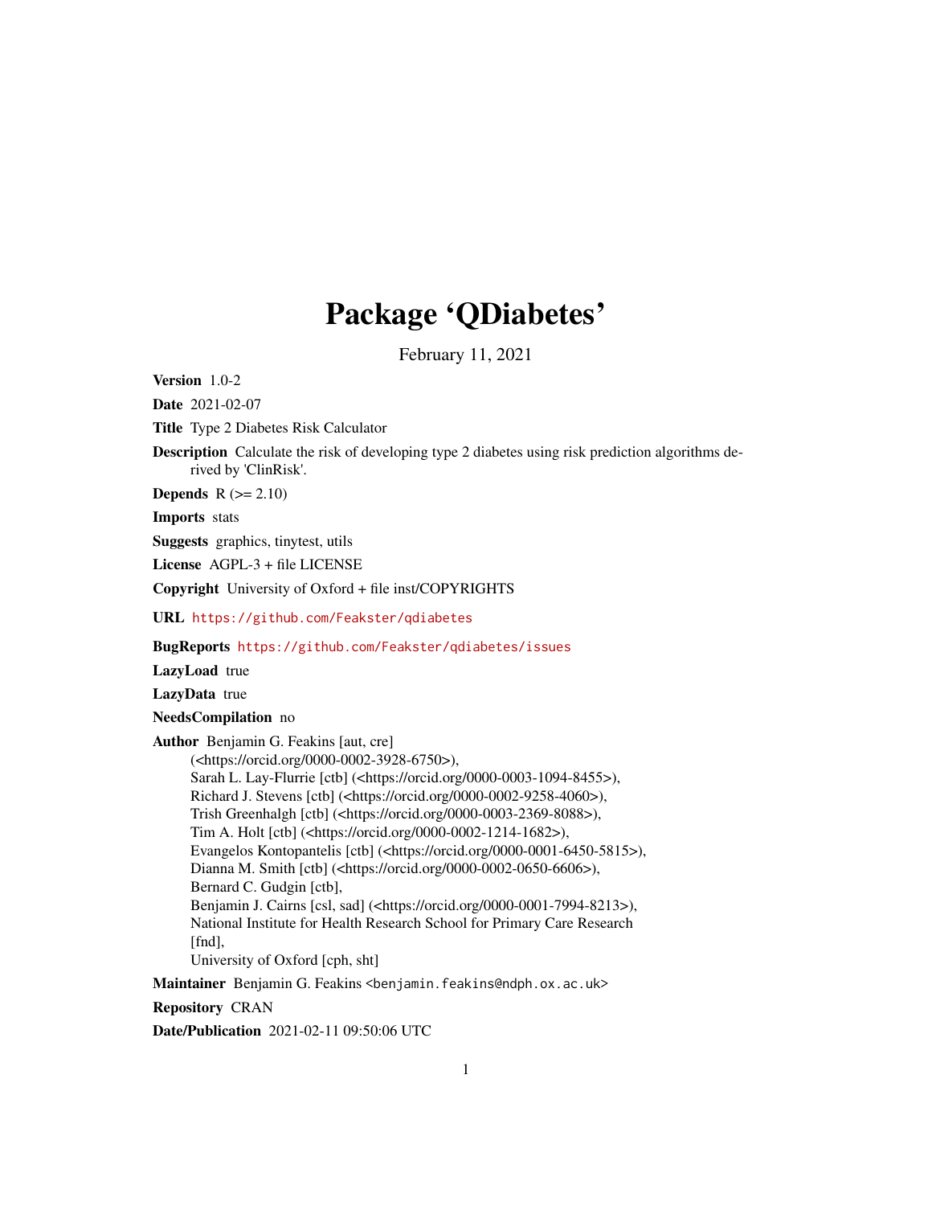# Package 'QDiabetes'

February 11, 2021

**Version** 1.0-2

**Date** 2021-02-07

**Title** Type 2 Diabetes Risk Calculator

**Description** Calculate the risk of developing type 2 diabetes using risk prediction algorithms derived by 'ClinRisk'.

**Depends** R (>= 2.10)

**Imports** stats

**Suggests** graphics, tinytest, utils

**License** AGPL-3 + file LICENSE

**Copyright** University of Oxford + file inst/COPYRIGHTS

**URL** https://github.com/Feakster/qdiabetes

**BugReports** https://github.com/Feakster/qdiabetes/issues

**LazyLoad** true

**LazyData** true

**NeedsCompilation** no

**Author** Benjamin G. Feakins [aut, cre] (<https://orcid.org/0000-0002-3928-6750>), Sarah L. Lay-Flurrie [ctb] (<https://orcid.org/0000-0003-1094-8455>), Richard J. Stevens [ctb] (<https://orcid.org/0000-0002-9258-4060>), Trish Greenhalgh [ctb] (<https://orcid.org/0000-0003-2369-8088>), Tim A. Holt [ctb] (<https://orcid.org/0000-0002-1214-1682>), Evangelos Kontopantelis [ctb] (<https://orcid.org/0000-0001-6450-5815>), Dianna M. Smith [ctb] (<https://orcid.org/0000-0002-0650-6606>), Bernard C. Gudgin [ctb], Benjamin J. Cairns [csl, sad] (<https://orcid.org/0000-0001-7994-8213>), National Institute for Health Research School for Primary Care Research [fnd], University of Oxford [cph, sht]

**Maintainer** Benjamin G. Feakins <benjamin.feakins@ndph.ox.ac.uk>

**Repository** CRAN

**Date/Publication** 2021-02-11 09:50:06 UTC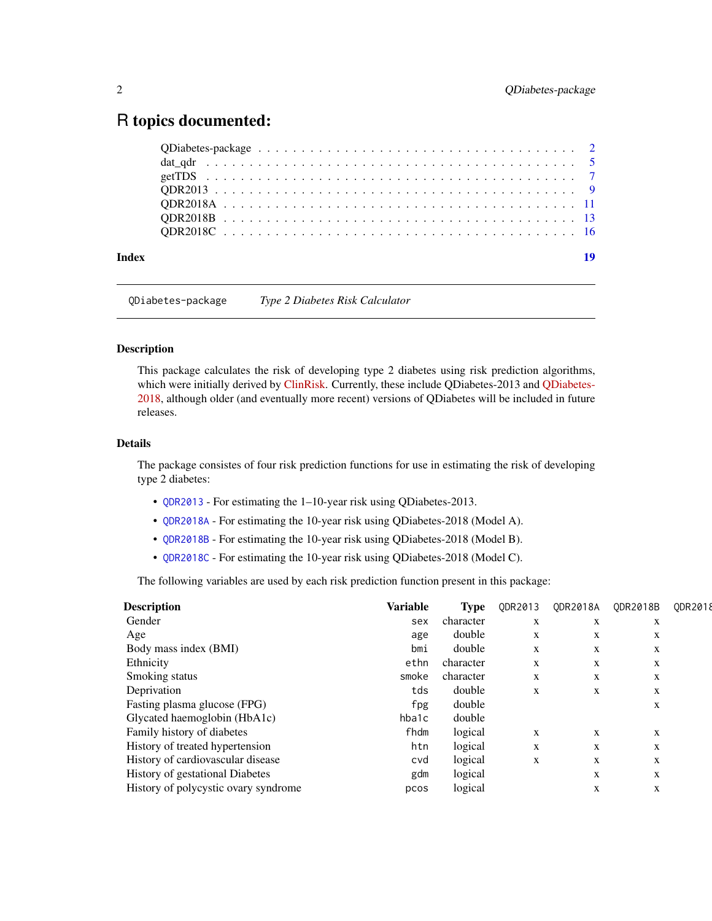# R topics documented:

| | |
|---|---|
| QDiabetes-package | 2 |
| dat_qdr | 5 |
| getTDS | 7 |
| QDR2013 | 9 |
| QDR2018A | 11 |
| QDR2018B | 13 |
| QDR2018C | 16 |
| **Index** | **19** |

---

`QDiabetes-package` *Type 2 Diabetes Risk Calculator*

---

### Description

This package calculates the risk of developing type 2 diabetes using risk prediction algorithms, which were initially derived by ClinRisk. Currently, these include QDiabetes-2013 and QDiabetes-2018, although older (and eventually more recent) versions of QDiabetes will be included in future releases.

### Details

The package consistes of four risk prediction functions for use in estimating the risk of developing type 2 diabetes:

- `QDR2013` - For estimating the 1–10-year risk using QDiabetes-2013.
- `QDR2018A` - For estimating the 10-year risk using QDiabetes-2018 (Model A).
- `QDR2018B` - For estimating the 10-year risk using QDiabetes-2018 (Model B).
- `QDR2018C` - For estimating the 10-year risk using QDiabetes-2018 (Model C).

The following variables are used by each risk prediction function present in this package:

| Description | Variable | Type | QDR2013 | QDR2018A | QDR2018B | QDR2018 |
|---|---|---|---|---|---|---|
| Gender | sex | character | x | x | x | |
| Age | age | double | x | x | x | |
| Body mass index (BMI) | bmi | double | x | x | x | |
| Ethnicity | ethn | character | x | x | x | |
| Smoking status | smoke | character | x | x | x | |
| Deprivation | tds | double | x | x | x | |
| Fasting plasma glucose (FPG) | fpg | double | | | x | |
| Glycated haemoglobin (HbA1c) | hba1c | double | | | | |
| Family history of diabetes | fhdm | logical | x | x | x | |
| History of treated hypertension | htn | logical | x | x | x | |
| History of cardiovascular disease | cvd | logical | x | x | x | |
| History of gestational Diabetes | gdm | logical | | x | x | |
| History of polycystic ovary syndrome | pcos | logical | | x | x | |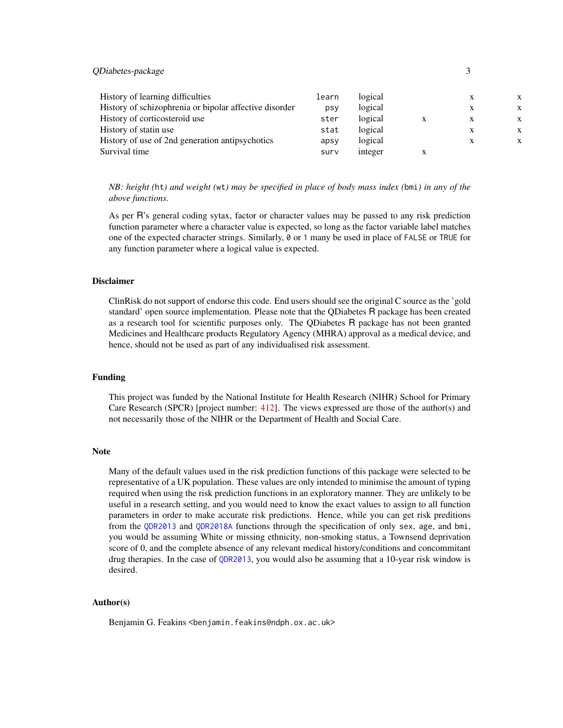| | | | | | |
|---|---|---|---|---|---|
| History of learning difficulties | `learn` | logical | | x | x |
| History of schizophrenia or bipolar affective disorder | `psy` | logical | | x | x |
| History of corticosteroid use | `ster` | logical | x | x | x |
| History of statin use | `stat` | logical | | x | x |
| History of use of 2nd generation antipsychotics | `apsy` | logical | | x | x |
| Survival time | `surv` | integer | x | | |

*NB: height (`ht`) and weight (`wt`) may be specified in place of body mass index (`bmi`) in any of the above functions.*

As per R's general coding sytax, factor or character values may be passed to any risk prediction function parameter where a character value is expected, so long as the factor variable label matches one of the expected character strings. Similarly, `0` or `1` many be used in place of `FALSE` or `TRUE` for any function parameter where a logical value is expected.

## Disclaimer

ClinRisk do not support of endorse this code. End users should see the original C source as the 'gold standard' open source implementation. Please note that the QDiabetes R package has been created as a research tool for scientific purposes only. The QDiabetes R package has not been granted Medicines and Healthcare products Regulatory Agency (MHRA) approval as a medical device, and hence, should not be used as part of any individualised risk assessment.

## Funding

This project was funded by the National Institute for Health Research (NIHR) School for Primary Care Research (SPCR) [project number: 412]. The views expressed are those of the author(s) and not necessarily those of the NIHR or the Department of Health and Social Care.

## Note

Many of the default values used in the risk prediction functions of this package were selected to be representative of a UK population. These values are only intended to minimise the amount of typing required when using the risk prediction functions in an exploratory manner. They are unlikely to be useful in a research setting, and you would need to know the exact values to assign to all function parameters in order to make accurate risk predictions. Hence, while you can get risk preditions from the `QDR2013` and `QDR2018A` functions through the specification of only `sex`, `age`, and `bmi`, you would be assuming White or missing ethnicity, non-smoking status, a Townsend deprivation score of 0, and the complete absence of any relevant medical history/conditions and concommitant drug therapies. In the case of `QDR2013`, you would also be assuming that a 10-year risk window is desired.

## Author(s)

Benjamin G. Feakins <benjamin.feakins@ndph.ox.ac.uk>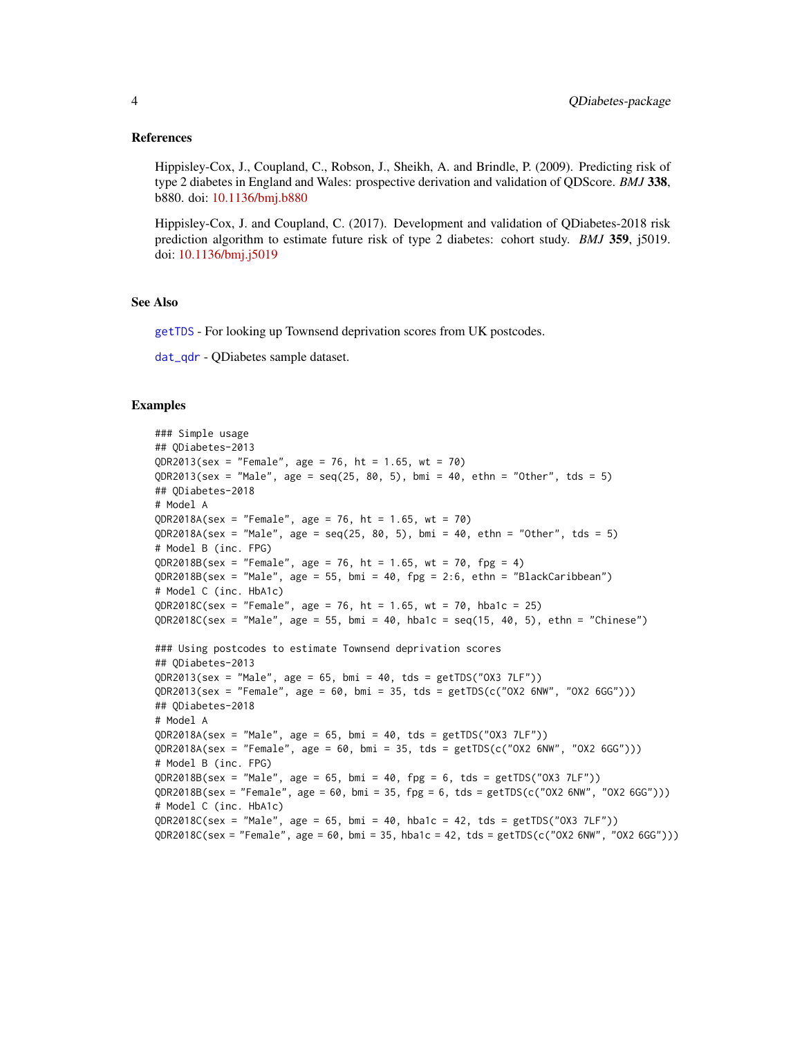## References

Hippisley-Cox, J., Coupland, C., Robson, J., Sheikh, A. and Brindle, P. (2009). Predicting risk of type 2 diabetes in England and Wales: prospective derivation and validation of QDScore. *BMJ* **338**, b880. doi: 10.1136/bmj.b880

Hippisley-Cox, J. and Coupland, C. (2017). Development and validation of QDiabetes-2018 risk prediction algorithm to estimate future risk of type 2 diabetes: cohort study. *BMJ* **359**, j5019. doi: 10.1136/bmj.j5019

## See Also

`getTDS` - For looking up Townsend deprivation scores from UK postcodes.

`dat_qdr` - QDiabetes sample dataset.

## Examples

```
### Simple usage
## QDiabetes-2013
QDR2013(sex = "Female", age = 76, ht = 1.65, wt = 70)
QDR2013(sex = "Male", age = seq(25, 80, 5), bmi = 40, ethn = "Other", tds = 5)
## QDiabetes-2018
# Model A
QDR2018A(sex = "Female", age = 76, ht = 1.65, wt = 70)
QDR2018A(sex = "Male", age = seq(25, 80, 5), bmi = 40, ethn = "Other", tds = 5)
# Model B (inc. FPG)
QDR2018B(sex = "Female", age = 76, ht = 1.65, wt = 70, fpg = 4)
QDR2018B(sex = "Male", age = 55, bmi = 40, fpg = 2:6, ethn = "BlackCaribbean")
# Model C (inc. HbA1c)
QDR2018C(sex = "Female", age = 76, ht = 1.65, wt = 70, hba1c = 25)
QDR2018C(sex = "Male", age = 55, bmi = 40, hba1c = seq(15, 40, 5), ethn = "Chinese")

### Using postcodes to estimate Townsend deprivation scores
## QDiabetes-2013
QDR2013(sex = "Male", age = 65, bmi = 40, tds = getTDS("OX3 7LF"))
QDR2013(sex = "Female", age = 60, bmi = 35, tds = getTDS(c("OX2 6NW", "OX2 6GG")))
## QDiabetes-2018
# Model A
QDR2018A(sex = "Male", age = 65, bmi = 40, tds = getTDS("OX3 7LF"))
QDR2018A(sex = "Female", age = 60, bmi = 35, tds = getTDS(c("OX2 6NW", "OX2 6GG")))
# Model B (inc. FPG)
QDR2018B(sex = "Male", age = 65, bmi = 40, fpg = 6, tds = getTDS("OX3 7LF"))
QDR2018B(sex = "Female", age = 60, bmi = 35, fpg = 6, tds = getTDS(c("OX2 6NW", "OX2 6GG")))
# Model C (inc. HbA1c)
QDR2018C(sex = "Male", age = 65, bmi = 40, hba1c = 42, tds = getTDS("OX3 7LF"))
QDR2018C(sex = "Female", age = 60, bmi = 35, hba1c = 42, tds = getTDS(c("OX2 6NW", "OX2 6GG")))
```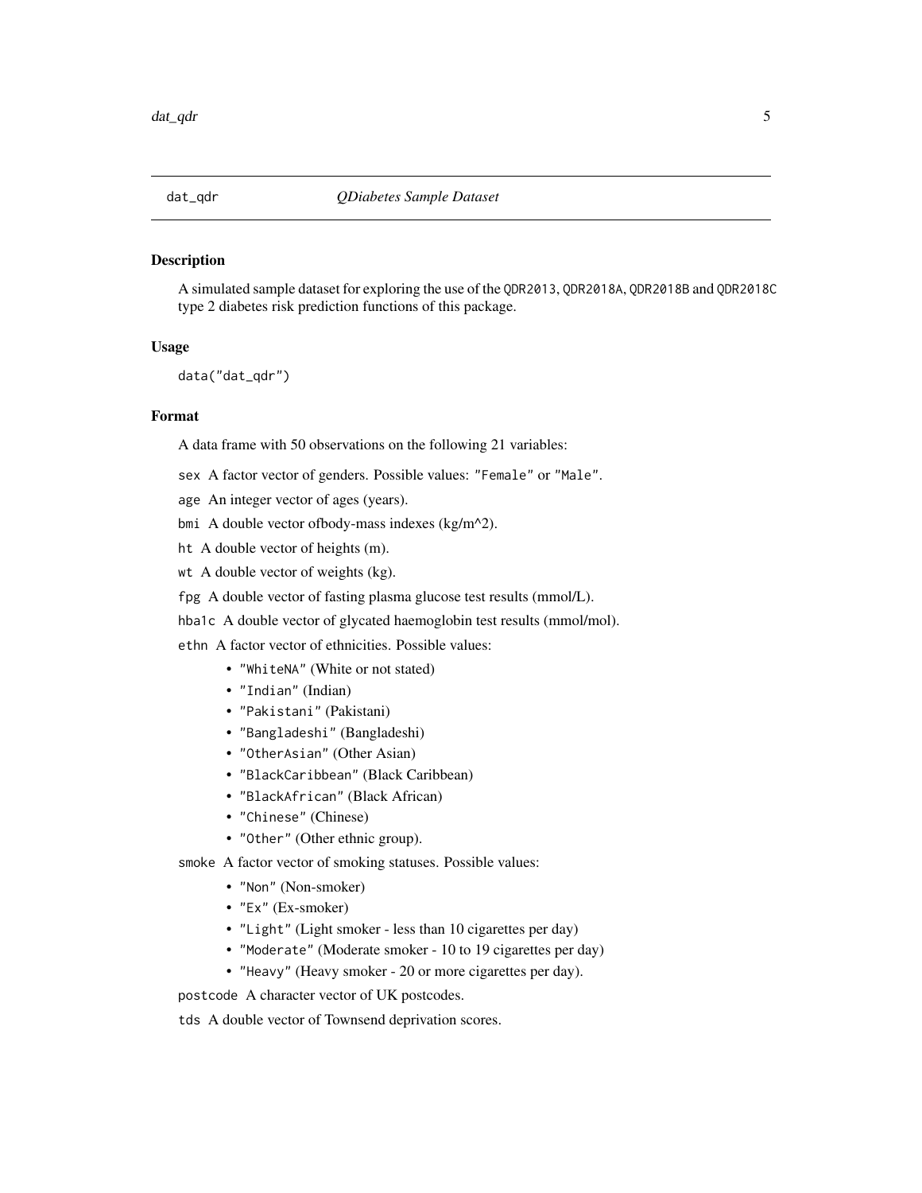dat_qdr *QDiabetes Sample Dataset*

### Description

A simulated sample dataset for exploring the use of the `QDR2013`, `QDR2018A`, `QDR2018B` and `QDR2018C` type 2 diabetes risk prediction functions of this package.

### Usage

```
data("dat_qdr")
```

### Format

A data frame with 50 observations on the following 21 variables:

`sex` A factor vector of genders. Possible values: `"Female"` or `"Male"`.

`age` An integer vector of ages (years).

`bmi` A double vector ofbody-mass indexes (kg/m^2).

`ht` A double vector of heights (m).

`wt` A double vector of weights (kg).

`fpg` A double vector of fasting plasma glucose test results (mmol/L).

`hba1c` A double vector of glycated haemoglobin test results (mmol/mol).

`ethn` A factor vector of ethnicities. Possible values:

- `"WhiteNA"` (White or not stated)
- `"Indian"` (Indian)
- `"Pakistani"` (Pakistani)
- `"Bangladeshi"` (Bangladeshi)
- `"OtherAsian"` (Other Asian)
- `"BlackCaribbean"` (Black Caribbean)
- `"BlackAfrican"` (Black African)
- `"Chinese"` (Chinese)
- `"Other"` (Other ethnic group).

`smoke` A factor vector of smoking statuses. Possible values:

- `"Non"` (Non-smoker)
- `"Ex"` (Ex-smoker)
- `"Light"` (Light smoker - less than 10 cigarettes per day)
- `"Moderate"` (Moderate smoker - 10 to 19 cigarettes per day)
- `"Heavy"` (Heavy smoker - 20 or more cigarettes per day).

`postcode` A character vector of UK postcodes.

`tds` A double vector of Townsend deprivation scores.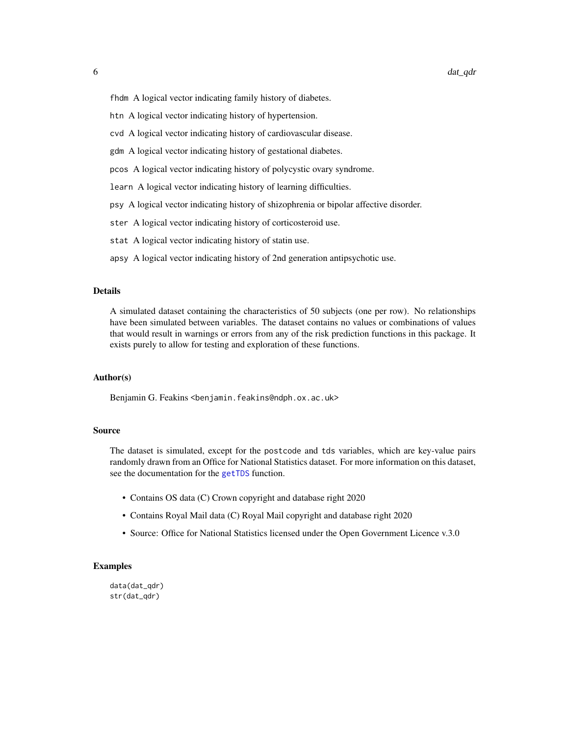fhdm A logical vector indicating family history of diabetes.

htn A logical vector indicating history of hypertension.

cvd A logical vector indicating history of cardiovascular disease.

gdm A logical vector indicating history of gestational diabetes.

pcos A logical vector indicating history of polycystic ovary syndrome.

learn A logical vector indicating history of learning difficulties.

psy A logical vector indicating history of shizophrenia or bipolar affective disorder.

ster A logical vector indicating history of corticosteroid use.

stat A logical vector indicating history of statin use.

apsy A logical vector indicating history of 2nd generation antipsychotic use.

### Details

A simulated dataset containing the characteristics of 50 subjects (one per row). No relationships have been simulated between variables. The dataset contains no values or combinations of values that would result in warnings or errors from any of the risk prediction functions in this package. It exists purely to allow for testing and exploration of these functions.

### Author(s)

Benjamin G. Feakins <benjamin.feakins@ndph.ox.ac.uk>

### Source

The dataset is simulated, except for the postcode and tds variables, which are key-value pairs randomly drawn from an Office for National Statistics dataset. For more information on this dataset, see the documentation for the getTDS function.

- Contains OS data (C) Crown copyright and database right 2020
- Contains Royal Mail data (C) Royal Mail copyright and database right 2020
- Source: Office for National Statistics licensed under the Open Government Licence v.3.0

### Examples

```
data(dat_qdr)
str(dat_qdr)
```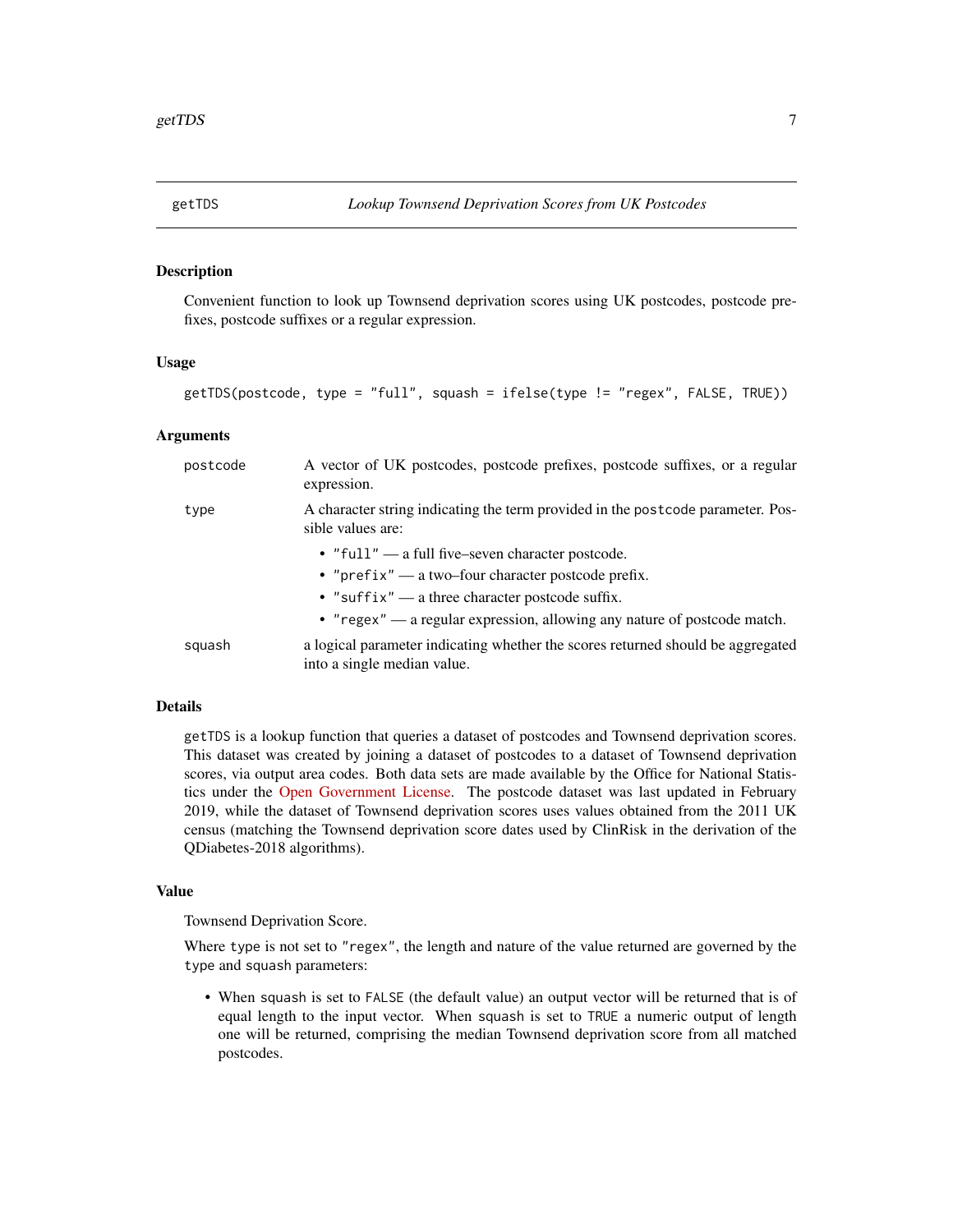## getTDS — *Lookup Townsend Deprivation Scores from UK Postcodes*

### Description

Convenient function to look up Townsend deprivation scores using UK postcodes, postcode prefixes, postcode suffixes or a regular expression.

### Usage

```
getTDS(postcode, type = "full", squash = ifelse(type != "regex", FALSE, TRUE))
```

### Arguments

| | |
|---|---|
| `postcode` | A vector of UK postcodes, postcode prefixes, postcode suffixes, or a regular expression. |
| `type` | A character string indicating the term provided in the `postcode` parameter. Possible values are: <br>• `"full"` — a full five–seven character postcode. <br>• `"prefix"` — a two–four character postcode prefix. <br>• `"suffix"` — a three character postcode suffix. <br>• `"regex"` — a regular expression, allowing any nature of postcode match. |
| `squash` | a logical parameter indicating whether the scores returned should be aggregated into a single median value. |

### Details

`getTDS` is a lookup function that queries a dataset of postcodes and Townsend deprivation scores. This dataset was created by joining a dataset of postcodes to a dataset of Townsend deprivation scores, via output area codes. Both data sets are made available by the Office for National Statistics under the Open Government License. The postcode dataset was last updated in February 2019, while the dataset of Townsend deprivation scores uses values obtained from the 2011 UK census (matching the Townsend deprivation score dates used by ClinRisk in the derivation of the QDiabetes-2018 algorithms).

### Value

Townsend Deprivation Score.

Where `type` is not set to `"regex"`, the length and nature of the value returned are governed by the `type` and `squash` parameters:

- When `squash` is set to `FALSE` (the default value) an output vector will be returned that is of equal length to the input vector. When `squash` is set to `TRUE` a numeric output of length one will be returned, comprising the median Townsend deprivation score from all matched postcodes.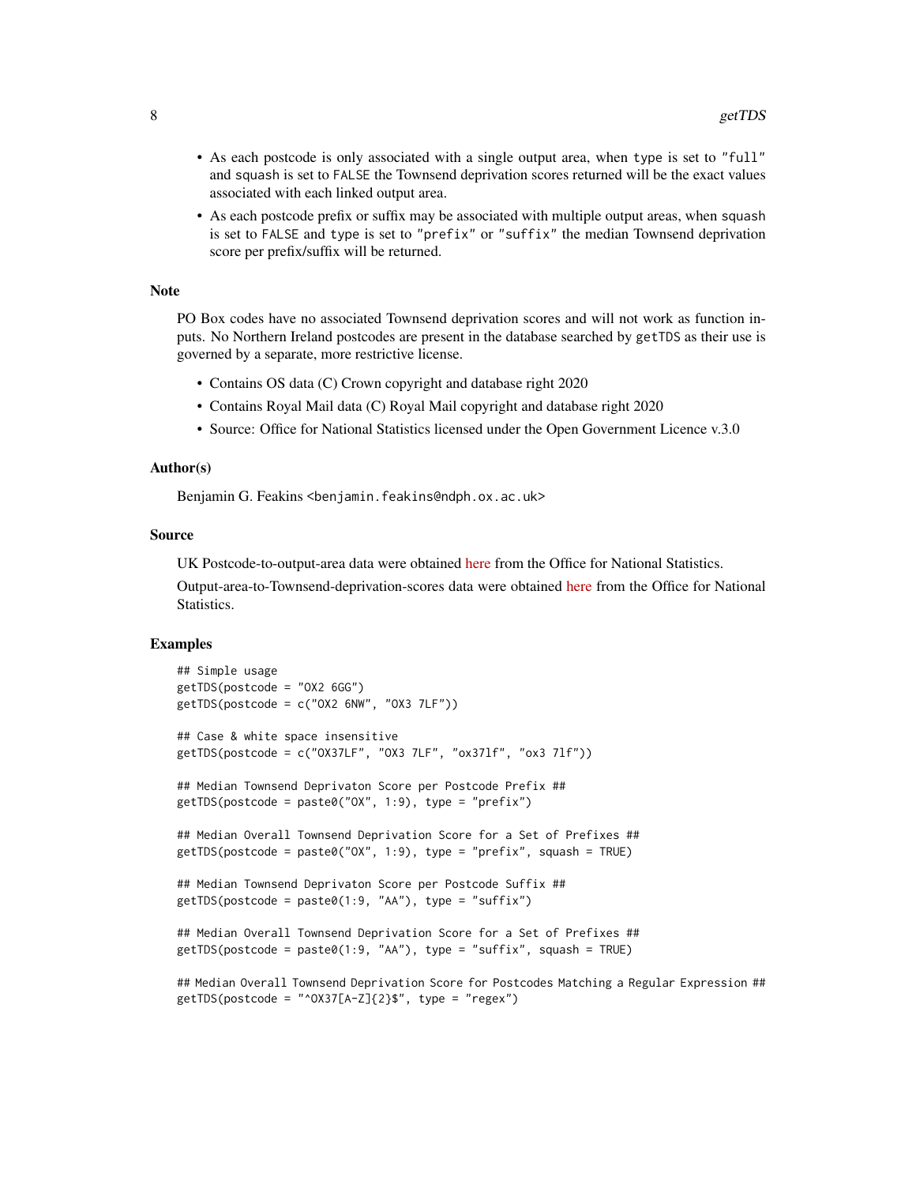- As each postcode is only associated with a single output area, when `type` is set to `"full"` and `squash` is set to `FALSE` the Townsend deprivation scores returned will be the exact values associated with each linked output area.
- As each postcode prefix or suffix may be associated with multiple output areas, when `squash` is set to `FALSE` and `type` is set to `"prefix"` or `"suffix"` the median Townsend deprivation score per prefix/suffix will be returned.

## Note

PO Box codes have no associated Townsend deprivation scores and will not work as function inputs. No Northern Ireland postcodes are present in the database searched by `getTDS` as their use is governed by a separate, more restrictive license.

- Contains OS data (C) Crown copyright and database right 2020
- Contains Royal Mail data (C) Royal Mail copyright and database right 2020
- Source: Office for National Statistics licensed under the Open Government Licence v.3.0

## Author(s)

Benjamin G. Feakins <benjamin.feakins@ndph.ox.ac.uk>

## Source

UK Postcode-to-output-area data were obtained here from the Office for National Statistics.

Output-area-to-Townsend-deprivation-scores data were obtained here from the Office for National Statistics.

## Examples

```
## Simple usage
getTDS(postcode = "OX2 6GG")
getTDS(postcode = c("OX2 6NW", "OX3 7LF"))

## Case & white space insensitive
getTDS(postcode = c("OX37LF", "OX3 7LF", "ox37lf", "ox3 7lf"))

## Median Townsend Deprivaton Score per Postcode Prefix ##
getTDS(postcode = paste0("OX", 1:9), type = "prefix")

## Median Overall Townsend Deprivation Score for a Set of Prefixes ##
getTDS(postcode = paste0("OX", 1:9), type = "prefix", squash = TRUE)

## Median Townsend Deprivaton Score per Postcode Suffix ##
getTDS(postcode = paste0(1:9, "AA"), type = "suffix")

## Median Overall Townsend Deprivation Score for a Set of Prefixes ##
getTDS(postcode = paste0(1:9, "AA"), type = "suffix", squash = TRUE)

## Median Overall Townsend Deprivation Score for Postcodes Matching a Regular Expression ##
getTDS(postcode = "^OX37[A-Z]{2}$", type = "regex")
```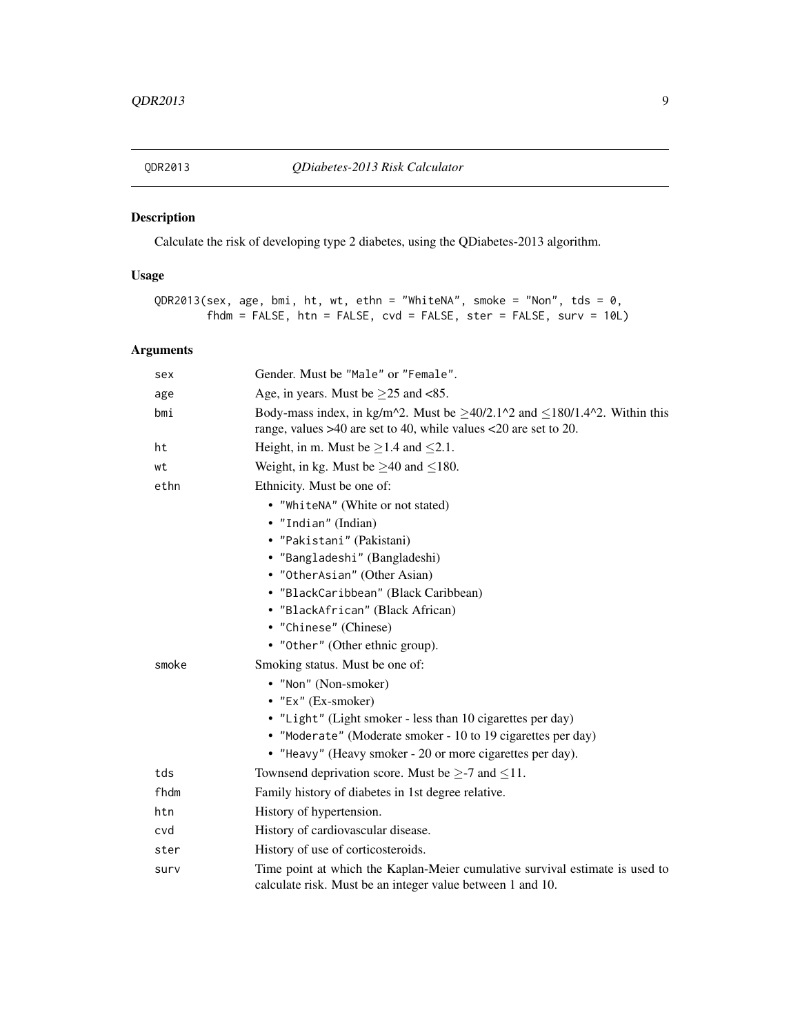## QDR2013 — *QDiabetes-2013 Risk Calculator*

### Description

Calculate the risk of developing type 2 diabetes, using the QDiabetes-2013 algorithm.

### Usage

```
QDR2013(sex, age, bmi, ht, wt, ethn = "WhiteNA", smoke = "Non", tds = 0,
        fhdm = FALSE, htn = FALSE, cvd = FALSE, ster = FALSE, surv = 10L)
```

### Arguments

| Argument | Description |
| --- | --- |
| `sex` | Gender. Must be `"Male"` or `"Female"`. |
| `age` | Age, in years. Must be $\geq$25 and <85. |
| `bmi` | Body-mass index, in kg/m^2. Must be $\geq$40/2.1^2 and $\leq$180/1.4^2. Within this range, values >40 are set to 40, while values <20 are set to 20. |
| `ht` | Height, in m. Must be $\geq$1.4 and $\leq$2.1. |
| `wt` | Weight, in kg. Must be $\geq$40 and $\leq$180. |
| `ethn` | Ethnicity. Must be one of: <br>• `"WhiteNA"` (White or not stated) <br>• `"Indian"` (Indian) <br>• `"Pakistani"` (Pakistani) <br>• `"Bangladeshi"` (Bangladeshi) <br>• `"OtherAsian"` (Other Asian) <br>• `"BlackCaribbean"` (Black Caribbean) <br>• `"BlackAfrican"` (Black African) <br>• `"Chinese"` (Chinese) <br>• `"Other"` (Other ethnic group). |
| `smoke` | Smoking status. Must be one of: <br>• `"Non"` (Non-smoker) <br>• `"Ex"` (Ex-smoker) <br>• `"Light"` (Light smoker - less than 10 cigarettes per day) <br>• `"Moderate"` (Moderate smoker - 10 to 19 cigarettes per day) <br>• `"Heavy"` (Heavy smoker - 20 or more cigarettes per day). |
| `tds` | Townsend deprivation score. Must be $\geq$-7 and $\leq$11. |
| `fhdm` | Family history of diabetes in 1st degree relative. |
| `htn` | History of hypertension. |
| `cvd` | History of cardiovascular disease. |
| `ster` | History of use of corticosteroids. |
| `surv` | Time point at which the Kaplan-Meier cumulative survival estimate is used to calculate risk. Must be an integer value between 1 and 10. |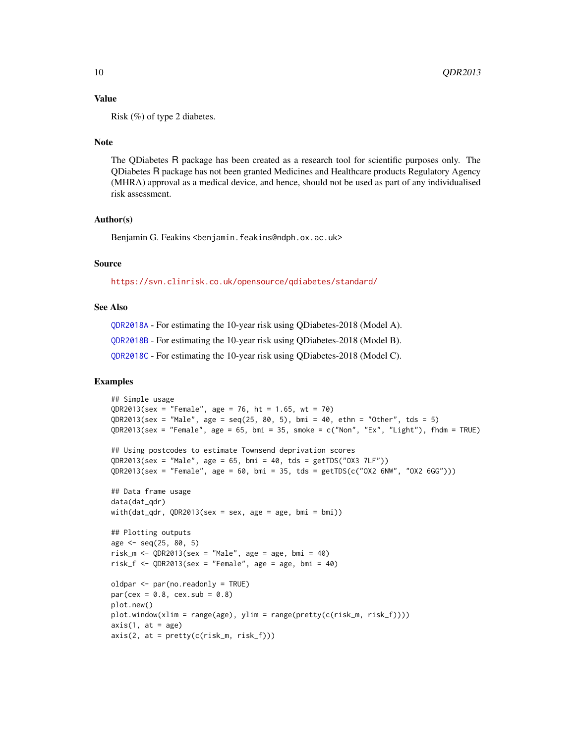## Value

Risk (%) of type 2 diabetes.

## Note

The QDiabetes R package has been created as a research tool for scientific purposes only. The QDiabetes R package has not been granted Medicines and Healthcare products Regulatory Agency (MHRA) approval as a medical device, and hence, should not be used as part of any individualised risk assessment.

## Author(s)

Benjamin G. Feakins <benjamin.feakins@ndph.ox.ac.uk>

## Source

https://svn.clinrisk.co.uk/opensource/qdiabetes/standard/

## See Also

QDR2018A - For estimating the 10-year risk using QDiabetes-2018 (Model A).

QDR2018B - For estimating the 10-year risk using QDiabetes-2018 (Model B).

QDR2018C - For estimating the 10-year risk using QDiabetes-2018 (Model C).

## Examples

```
## Simple usage
QDR2013(sex = "Female", age = 76, ht = 1.65, wt = 70)
QDR2013(sex = "Male", age = seq(25, 80, 5), bmi = 40, ethn = "Other", tds = 5)
QDR2013(sex = "Female", age = 65, bmi = 35, smoke = c("Non", "Ex", "Light"), fhdm = TRUE)

## Using postcodes to estimate Townsend deprivation scores
QDR2013(sex = "Male", age = 65, bmi = 40, tds = getTDS("OX3 7LF"))
QDR2013(sex = "Female", age = 60, bmi = 35, tds = getTDS(c("OX2 6NW", "OX2 6GG")))

## Data frame usage
data(dat_qdr)
with(dat_qdr, QDR2013(sex = sex, age = age, bmi = bmi))

## Plotting outputs
age <- seq(25, 80, 5)
risk_m <- QDR2013(sex = "Male", age = age, bmi = 40)
risk_f <- QDR2013(sex = "Female", age = age, bmi = 40)

oldpar <- par(no.readonly = TRUE)
par(cex = 0.8, cex.sub = 0.8)
plot.new()
plot.window(xlim = range(age), ylim = range(pretty(c(risk_m, risk_f))))
axis(1, at = age)
axis(2, at = pretty(c(risk_m, risk_f)))
```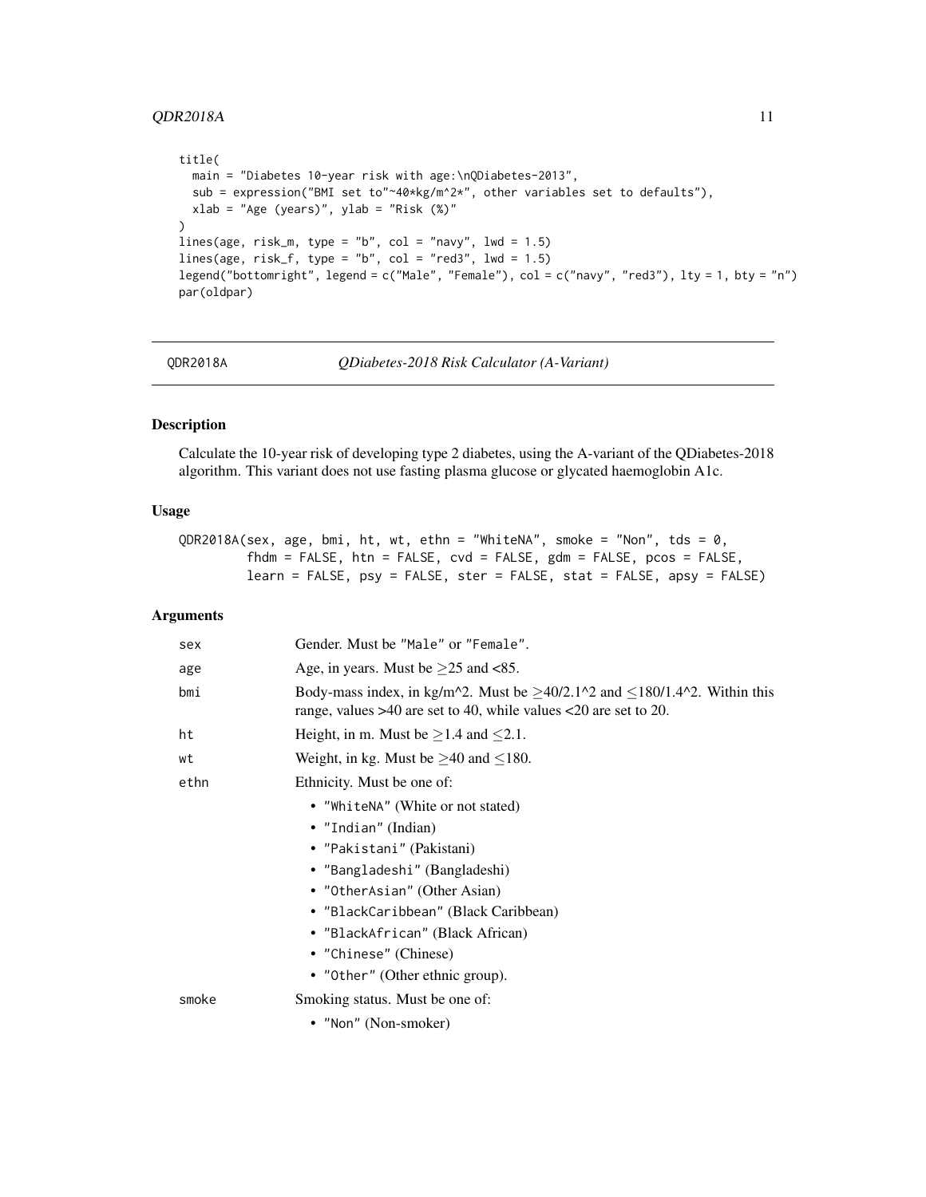```
title(
  main = "Diabetes 10-year risk with age:\nQDiabetes-2013",
  sub = expression("BMI set to"~40*kg/m^2*", other variables set to defaults"),
  xlab = "Age (years)", ylab = "Risk (%)"
)
lines(age, risk_m, type = "b", col = "navy", lwd = 1.5)
lines(age, risk_f, type = "b", col = "red3", lwd = 1.5)
legend("bottomright", legend = c("Male", "Female"), col = c("navy", "red3"), lty = 1, bty = "n")
par(oldpar)
```

---

## QDR2018A — *QDiabetes-2018 Risk Calculator (A-Variant)*

### Description

Calculate the 10-year risk of developing type 2 diabetes, using the A-variant of the QDiabetes-2018 algorithm. This variant does not use fasting plasma glucose or glycated haemoglobin A1c.

### Usage

```
QDR2018A(sex, age, bmi, ht, wt, ethn = "WhiteNA", smoke = "Non", tds = 0,
         fhdm = FALSE, htn = FALSE, cvd = FALSE, gdm = FALSE, pcos = FALSE,
         learn = FALSE, psy = FALSE, ster = FALSE, stat = FALSE, apsy = FALSE)
```

### Arguments

`sex` Gender. Must be "Male" or "Female".

`age` Age, in years. Must be $\geq$25 and <85.

`bmi` Body-mass index, in kg/m^2. Must be $\geq$40/2.1^2 and $\leq$180/1.4^2. Within this range, values >40 are set to 40, while values <20 are set to 20.

`ht` Height, in m. Must be $\geq$1.4 and $\leq$2.1.

`wt` Weight, in kg. Must be $\geq$40 and $\leq$180.

`ethn` Ethnicity. Must be one of:

- "WhiteNA" (White or not stated)
- "Indian" (Indian)
- "Pakistani" (Pakistani)
- "Bangladeshi" (Bangladeshi)
- "OtherAsian" (Other Asian)
- "BlackCaribbean" (Black Caribbean)
- "BlackAfrican" (Black African)
- "Chinese" (Chinese)
- "Other" (Other ethnic group).

`smoke` Smoking status. Must be one of:

- "Non" (Non-smoker)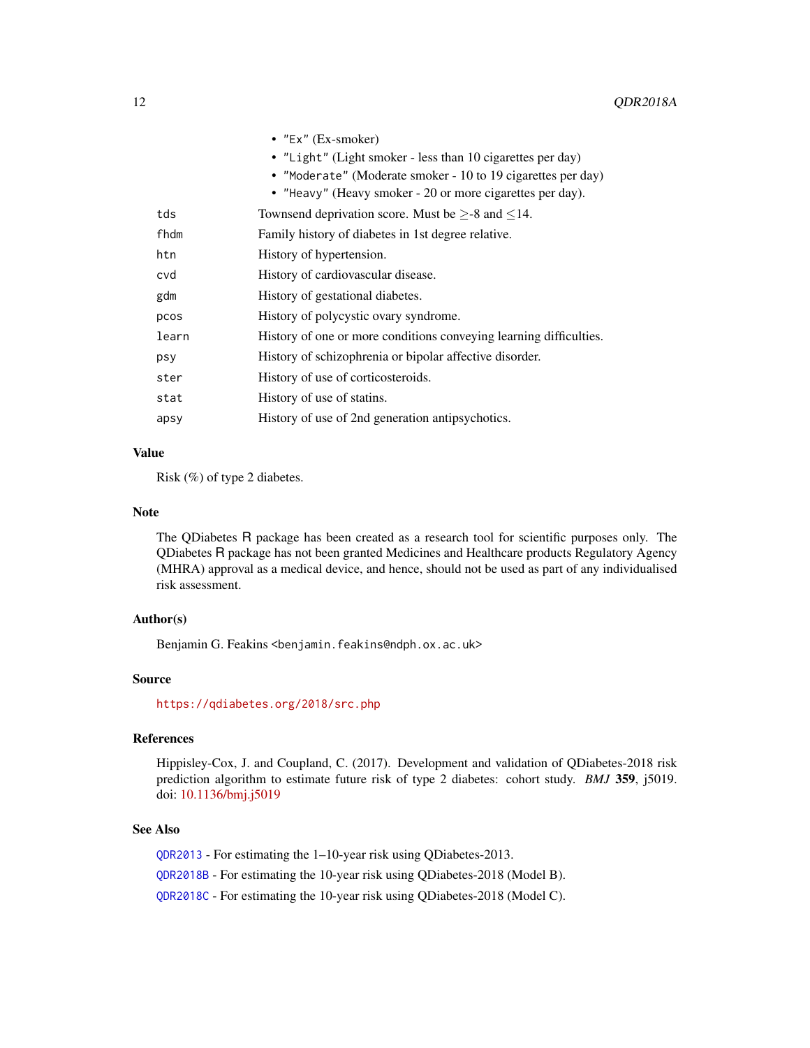- "Ex" (Ex-smoker)
- "Light" (Light smoker - less than 10 cigarettes per day)
- "Moderate" (Moderate smoker - 10 to 19 cigarettes per day)
- "Heavy" (Heavy smoker - 20 or more cigarettes per day).

| | |
|---|---|
| tds | Townsend deprivation score. Must be $\geq$-8 and $\leq$14. |
| fhdm | Family history of diabetes in 1st degree relative. |
| htn | History of hypertension. |
| cvd | History of cardiovascular disease. |
| gdm | History of gestational diabetes. |
| pcos | History of polycystic ovary syndrome. |
| learn | History of one or more conditions conveying learning difficulties. |
| psy | History of schizophrenia or bipolar affective disorder. |
| ster | History of use of corticosteroids. |
| stat | History of use of statins. |
| apsy | History of use of 2nd generation antipsychotics. |

### Value

Risk (%) of type 2 diabetes.

### Note

The QDiabetes R package has been created as a research tool for scientific purposes only. The QDiabetes R package has not been granted Medicines and Healthcare products Regulatory Agency (MHRA) approval as a medical device, and hence, should not be used as part of any individualised risk assessment.

### Author(s)

Benjamin G. Feakins <benjamin.feakins@ndph.ox.ac.uk>

### Source

https://qdiabetes.org/2018/src.php

### References

Hippisley-Cox, J. and Coupland, C. (2017). Development and validation of QDiabetes-2018 risk prediction algorithm to estimate future risk of type 2 diabetes: cohort study. *BMJ* **359**, j5019. doi: 10.1136/bmj.j5019

### See Also

QDR2013 - For estimating the 1–10-year risk using QDiabetes-2013.

QDR2018B - For estimating the 10-year risk using QDiabetes-2018 (Model B).

QDR2018C - For estimating the 10-year risk using QDiabetes-2018 (Model C).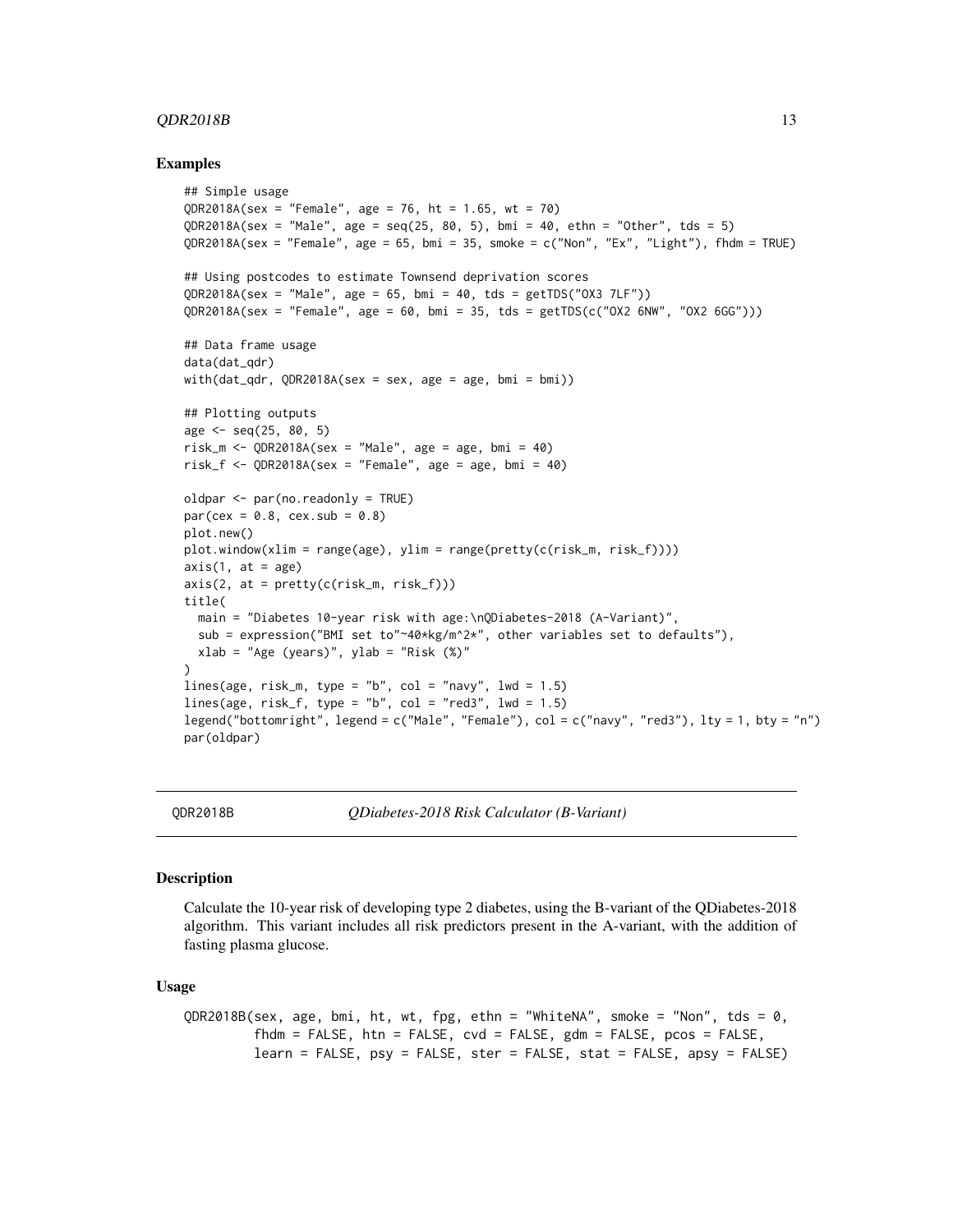### Examples

```
## Simple usage
QDR2018A(sex = "Female", age = 76, ht = 1.65, wt = 70)
QDR2018A(sex = "Male", age = seq(25, 80, 5), bmi = 40, ethn = "Other", tds = 5)
QDR2018A(sex = "Female", age = 65, bmi = 35, smoke = c("Non", "Ex", "Light"), fhdm = TRUE)

## Using postcodes to estimate Townsend deprivation scores
QDR2018A(sex = "Male", age = 65, bmi = 40, tds = getTDS("OX3 7LF"))
QDR2018A(sex = "Female", age = 60, bmi = 35, tds = getTDS(c("OX2 6NW", "OX2 6GG")))

## Data frame usage
data(dat_qdr)
with(dat_qdr, QDR2018A(sex = sex, age = age, bmi = bmi))

## Plotting outputs
age <- seq(25, 80, 5)
risk_m <- QDR2018A(sex = "Male", age = age, bmi = 40)
risk_f <- QDR2018A(sex = "Female", age = age, bmi = 40)

oldpar <- par(no.readonly = TRUE)
par(cex = 0.8, cex.sub = 0.8)
plot.new()
plot.window(xlim = range(age), ylim = range(pretty(c(risk_m, risk_f))))
axis(1, at = age)
axis(2, at = pretty(c(risk_m, risk_f)))
title(
  main = "Diabetes 10-year risk with age:\nQDiabetes-2018 (A-Variant)",
  sub = expression("BMI set to"~40*kg/m^2*", other variables set to defaults"),
  xlab = "Age (years)", ylab = "Risk (%)"
)
lines(age, risk_m, type = "b", col = "navy", lwd = 1.5)
lines(age, risk_f, type = "b", col = "red3", lwd = 1.5)
legend("bottomright", legend = c("Male", "Female"), col = c("navy", "red3"), lty = 1, bty = "n")
par(oldpar)
```

---

## QDR2018B — *QDiabetes-2018 Risk Calculator (B-Variant)*

### Description

Calculate the 10-year risk of developing type 2 diabetes, using the B-variant of the QDiabetes-2018 algorithm. This variant includes all risk predictors present in the A-variant, with the addition of fasting plasma glucose.

### Usage

```
QDR2018B(sex, age, bmi, ht, wt, fpg, ethn = "WhiteNA", smoke = "Non", tds = 0,
         fhdm = FALSE, htn = FALSE, cvd = FALSE, gdm = FALSE, pcos = FALSE,
         learn = FALSE, psy = FALSE, ster = FALSE, stat = FALSE, apsy = FALSE)
```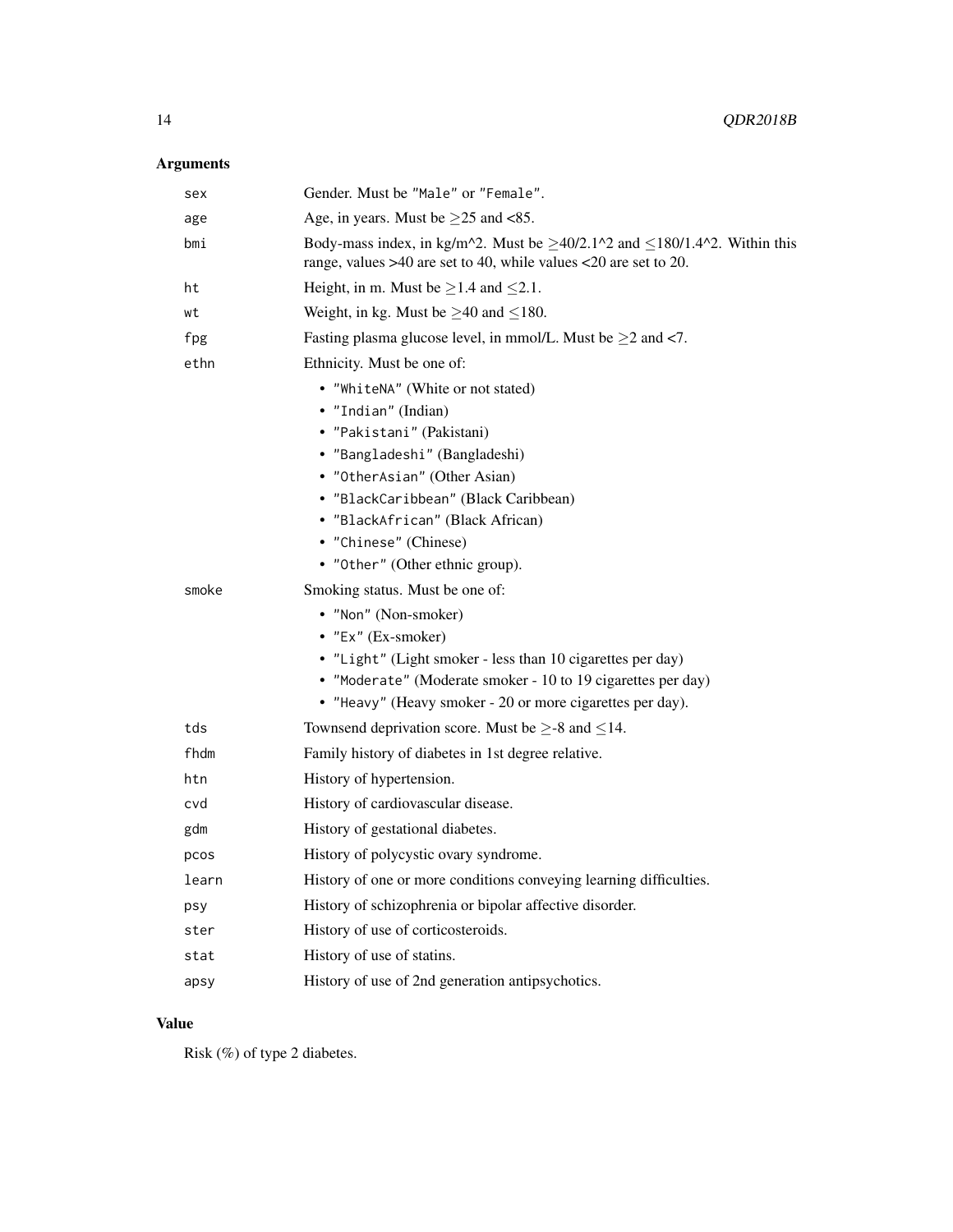## Arguments

| | |
|---|---|
| `sex` | Gender. Must be `"Male"` or `"Female"`. |
| `age` | Age, in years. Must be $\geq$25 and <85. |
| `bmi` | Body-mass index, in kg/m^2. Must be $\geq$40/2.1^2 and $\leq$180/1.4^2. Within this range, values >40 are set to 40, while values <20 are set to 20. |
| `ht` | Height, in m. Must be $\geq$1.4 and $\leq$2.1. |
| `wt` | Weight, in kg. Must be $\geq$40 and $\leq$180. |
| `fpg` | Fasting plasma glucose level, in mmol/L. Must be $\geq$2 and <7. |
| `ethn` | Ethnicity. Must be one of: <br>• `"WhiteNA"` (White or not stated)<br>• `"Indian"` (Indian)<br>• `"Pakistani"` (Pakistani)<br>• `"Bangladeshi"` (Bangladeshi)<br>• `"OtherAsian"` (Other Asian)<br>• `"BlackCaribbean"` (Black Caribbean)<br>• `"BlackAfrican"` (Black African)<br>• `"Chinese"` (Chinese)<br>• `"Other"` (Other ethnic group). |
| `smoke` | Smoking status. Must be one of: <br>• `"Non"` (Non-smoker)<br>• `"Ex"` (Ex-smoker)<br>• `"Light"` (Light smoker - less than 10 cigarettes per day)<br>• `"Moderate"` (Moderate smoker - 10 to 19 cigarettes per day)<br>• `"Heavy"` (Heavy smoker - 20 or more cigarettes per day). |
| `tds` | Townsend deprivation score. Must be $\geq$-8 and $\leq$14. |
| `fhdm` | Family history of diabetes in 1st degree relative. |
| `htn` | History of hypertension. |
| `cvd` | History of cardiovascular disease. |
| `gdm` | History of gestational diabetes. |
| `pcos` | History of polycystic ovary syndrome. |
| `learn` | History of one or more conditions conveying learning difficulties. |
| `psy` | History of schizophrenia or bipolar affective disorder. |
| `ster` | History of use of corticosteroids. |
| `stat` | History of use of statins. |
| `apsy` | History of use of 2nd generation antipsychotics. |

## Value

Risk (%) of type 2 diabetes.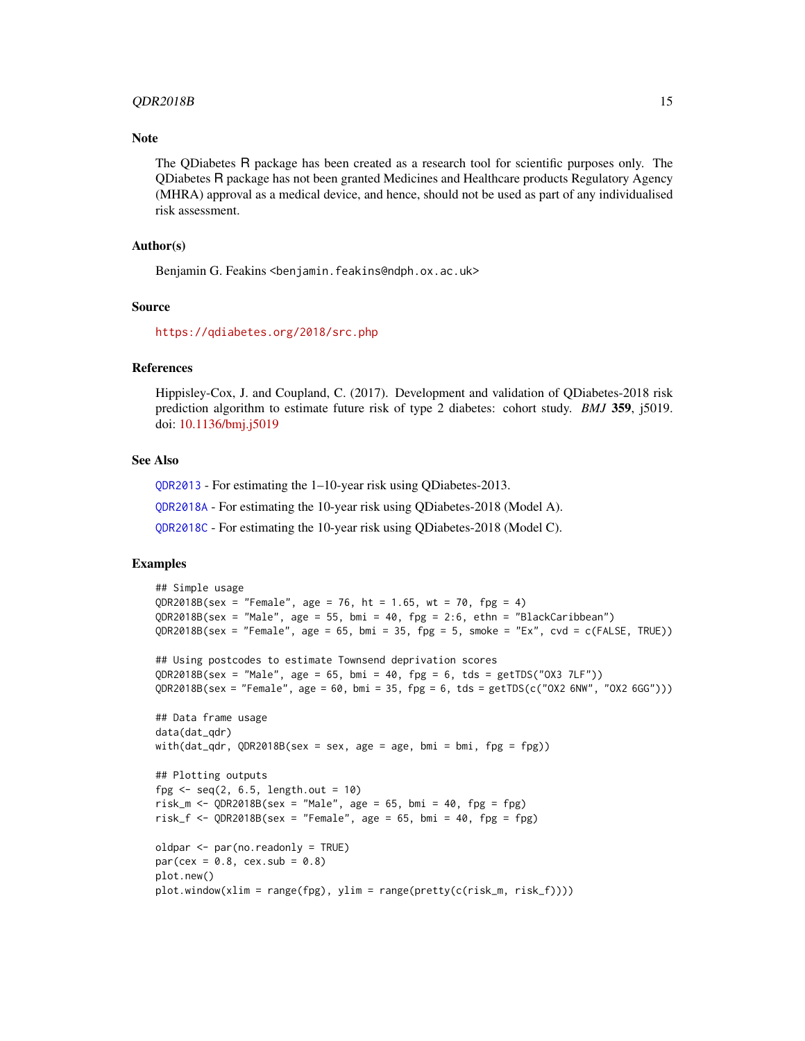## Note

The QDiabetes R package has been created as a research tool for scientific purposes only. The QDiabetes R package has not been granted Medicines and Healthcare products Regulatory Agency (MHRA) approval as a medical device, and hence, should not be used as part of any individualised risk assessment.

## Author(s)

Benjamin G. Feakins <benjamin.feakins@ndph.ox.ac.uk>

## Source

https://qdiabetes.org/2018/src.php

## References

Hippisley-Cox, J. and Coupland, C. (2017). Development and validation of QDiabetes-2018 risk prediction algorithm to estimate future risk of type 2 diabetes: cohort study. *BMJ* **359**, j5019. doi: 10.1136/bmj.j5019

## See Also

QDR2013 - For estimating the 1–10-year risk using QDiabetes-2013.

QDR2018A - For estimating the 10-year risk using QDiabetes-2018 (Model A).

QDR2018C - For estimating the 10-year risk using QDiabetes-2018 (Model C).

## Examples

```
## Simple usage
QDR2018B(sex = "Female", age = 76, ht = 1.65, wt = 70, fpg = 4)
QDR2018B(sex = "Male", age = 55, bmi = 40, fpg = 2:6, ethn = "BlackCaribbean")
QDR2018B(sex = "Female", age = 65, bmi = 35, fpg = 5, smoke = "Ex", cvd = c(FALSE, TRUE))

## Using postcodes to estimate Townsend deprivation scores
QDR2018B(sex = "Male", age = 65, bmi = 40, fpg = 6, tds = getTDS("OX3 7LF"))
QDR2018B(sex = "Female", age = 60, bmi = 35, fpg = 6, tds = getTDS(c("OX2 6NW", "OX2 6GG")))

## Data frame usage
data(dat_qdr)
with(dat_qdr, QDR2018B(sex = sex, age = age, bmi = bmi, fpg = fpg))

## Plotting outputs
fpg <- seq(2, 6.5, length.out = 10)
risk_m <- QDR2018B(sex = "Male", age = 65, bmi = 40, fpg = fpg)
risk_f <- QDR2018B(sex = "Female", age = 65, bmi = 40, fpg = fpg)

oldpar <- par(no.readonly = TRUE)
par(cex = 0.8, cex.sub = 0.8)
plot.new()
plot.window(xlim = range(fpg), ylim = range(pretty(c(risk_m, risk_f))))
```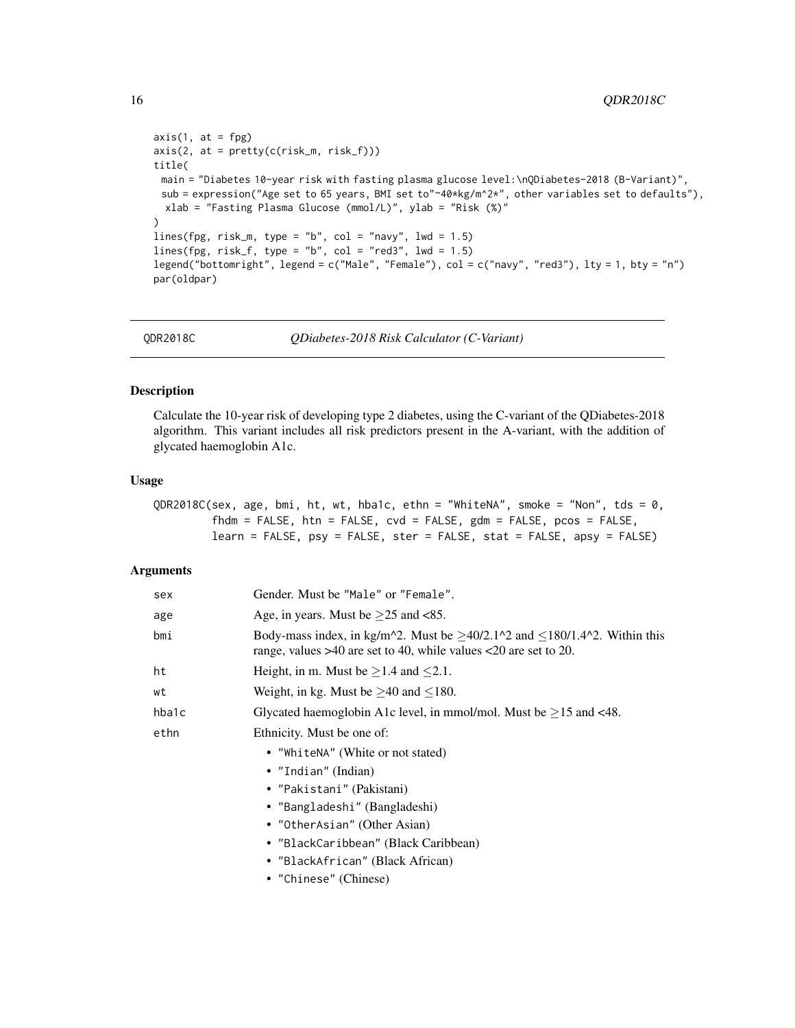```
axis(1, at = fpg)
axis(2, at = pretty(c(risk_m, risk_f)))
title(
 main = "Diabetes 10-year risk with fasting plasma glucose level:\nQDiabetes-2018 (B-Variant)",
 sub = expression("Age set to 65 years, BMI set to"~40*kg/m^2*", other variables set to defaults"),
  xlab = "Fasting Plasma Glucose (mmol/L)", ylab = "Risk (%)"
)
lines(fpg, risk_m, type = "b", col = "navy", lwd = 1.5)
lines(fpg, risk_f, type = "b", col = "red3", lwd = 1.5)
legend("bottomright", legend = c("Male", "Female"), col = c("navy", "red3"), lty = 1, bty = "n")
par(oldpar)
```

## QDR2018C — *QDiabetes-2018 Risk Calculator (C-Variant)*

### Description

Calculate the 10-year risk of developing type 2 diabetes, using the C-variant of the QDiabetes-2018 algorithm. This variant includes all risk predictors present in the A-variant, with the addition of glycated haemoglobin A1c.

### Usage

```
QDR2018C(sex, age, bmi, ht, wt, hba1c, ethn = "WhiteNA", smoke = "Non", tds = 0,
        fhdm = FALSE, htn = FALSE, cvd = FALSE, gdm = FALSE, pcos = FALSE,
        learn = FALSE, psy = FALSE, ster = FALSE, stat = FALSE, apsy = FALSE)
```

### Arguments

| | |
|---|---|
| `sex` | Gender. Must be "Male" or "Female". |
| `age` | Age, in years. Must be $\geq$25 and <85. |
| `bmi` | Body-mass index, in kg/m^2. Must be $\geq$40/2.1^2 and $\leq$180/1.4^2. Within this range, values >40 are set to 40, while values <20 are set to 20. |
| `ht` | Height, in m. Must be $\geq$1.4 and $\leq$2.1. |
| `wt` | Weight, in kg. Must be $\geq$40 and $\leq$180. |
| `hba1c` | Glycated haemoglobin A1c level, in mmol/mol. Must be $\geq$15 and <48. |
| `ethn` | Ethnicity. Must be one of: <br>• "WhiteNA" (White or not stated)<br>• "Indian" (Indian)<br>• "Pakistani" (Pakistani)<br>• "Bangladeshi" (Bangladeshi)<br>• "OtherAsian" (Other Asian)<br>• "BlackCaribbean" (Black Caribbean)<br>• "BlackAfrican" (Black African)<br>• "Chinese" (Chinese) |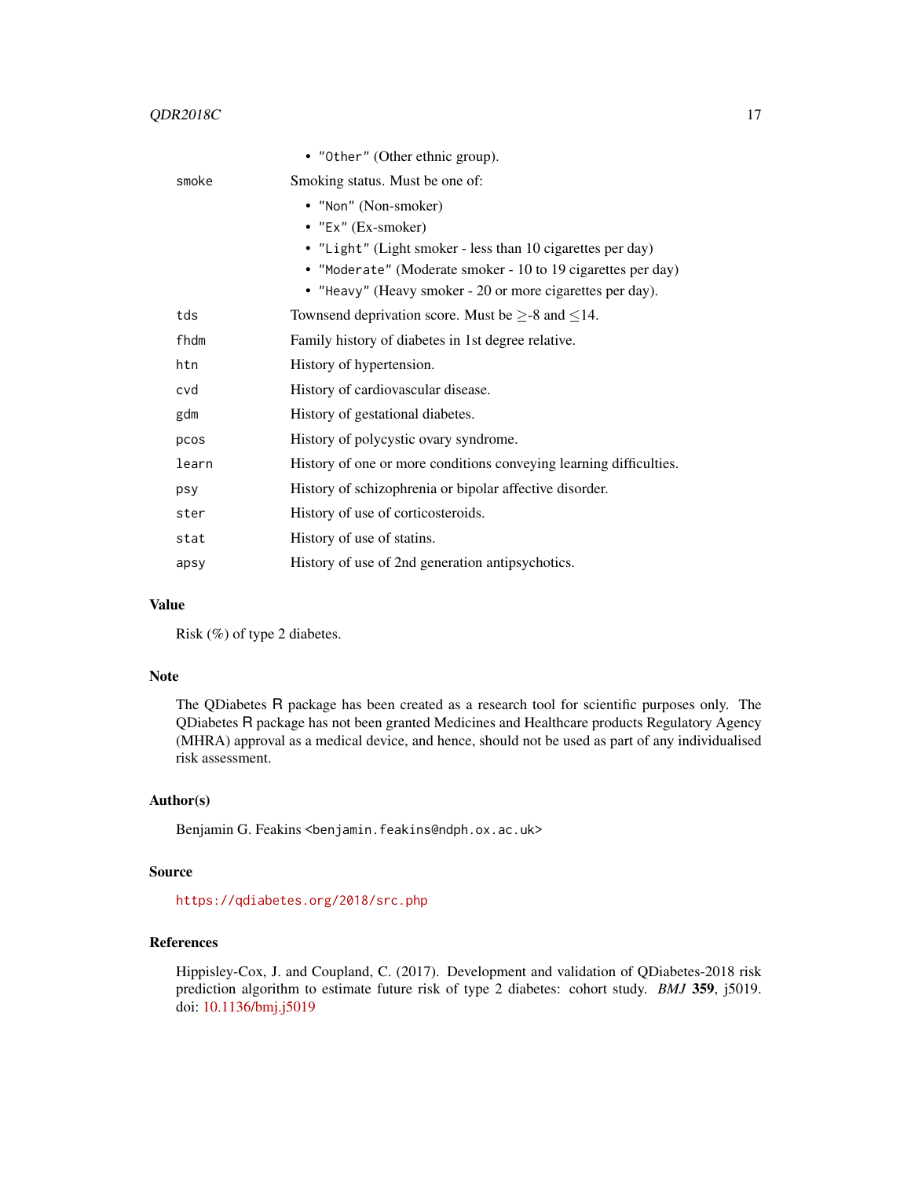- "Other" (Other ethnic group).

| | |
|---|---|
| smoke | Smoking status. Must be one of: <br>• "Non" (Non-smoker)<br>• "Ex" (Ex-smoker)<br>• "Light" (Light smoker - less than 10 cigarettes per day)<br>• "Moderate" (Moderate smoker - 10 to 19 cigarettes per day)<br>• "Heavy" (Heavy smoker - 20 or more cigarettes per day). |
| tds | Townsend deprivation score. Must be $\geq$-8 and $\leq$14. |
| fhdm | Family history of diabetes in 1st degree relative. |
| htn | History of hypertension. |
| cvd | History of cardiovascular disease. |
| gdm | History of gestational diabetes. |
| pcos | History of polycystic ovary syndrome. |
| learn | History of one or more conditions conveying learning difficulties. |
| psy | History of schizophrenia or bipolar affective disorder. |
| ster | History of use of corticosteroids. |
| stat | History of use of statins. |
| apsy | History of use of 2nd generation antipsychotics. |

## Value

Risk (%) of type 2 diabetes.

## Note

The QDiabetes R package has been created as a research tool for scientific purposes only. The QDiabetes R package has not been granted Medicines and Healthcare products Regulatory Agency (MHRA) approval as a medical device, and hence, should not be used as part of any individualised risk assessment.

## Author(s)

Benjamin G. Feakins <benjamin.feakins@ndph.ox.ac.uk>

## Source

https://qdiabetes.org/2018/src.php

## References

Hippisley-Cox, J. and Coupland, C. (2017). Development and validation of QDiabetes-2018 risk prediction algorithm to estimate future risk of type 2 diabetes: cohort study. *BMJ* **359**, j5019. doi: 10.1136/bmj.j5019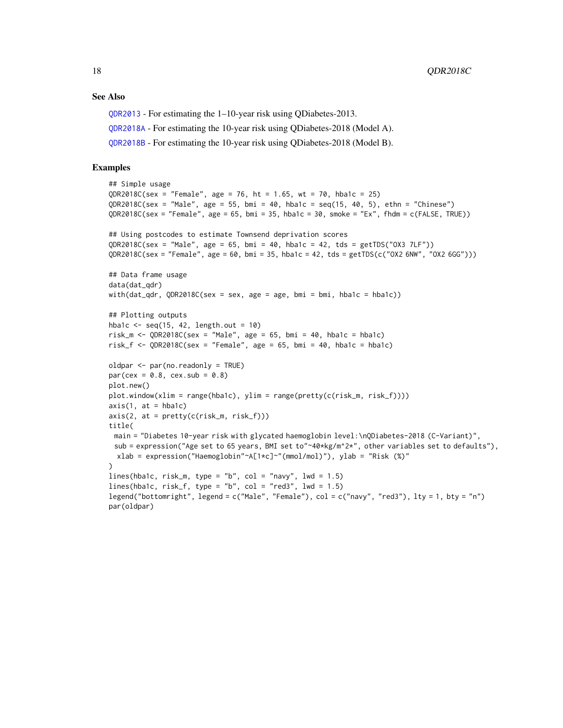## See Also

QDR2013 - For estimating the 1–10-year risk using QDiabetes-2013.

QDR2018A - For estimating the 10-year risk using QDiabetes-2018 (Model A).

QDR2018B - For estimating the 10-year risk using QDiabetes-2018 (Model B).

## Examples

```
## Simple usage
QDR2018C(sex = "Female", age = 76, ht = 1.65, wt = 70, hba1c = 25)
QDR2018C(sex = "Male", age = 55, bmi = 40, hba1c = seq(15, 40, 5), ethn = "Chinese")
QDR2018C(sex = "Female", age = 65, bmi = 35, hba1c = 30, smoke = "Ex", fhdm = c(FALSE, TRUE))

## Using postcodes to estimate Townsend deprivation scores
QDR2018C(sex = "Male", age = 65, bmi = 40, hba1c = 42, tds = getTDS("OX3 7LF"))
QDR2018C(sex = "Female", age = 60, bmi = 35, hba1c = 42, tds = getTDS(c("OX2 6NW", "OX2 6GG")))

## Data frame usage
data(dat_qdr)
with(dat_qdr, QDR2018C(sex = sex, age = age, bmi = bmi, hba1c = hba1c))

## Plotting outputs
hba1c <- seq(15, 42, length.out = 10)
risk_m <- QDR2018C(sex = "Male", age = 65, bmi = 40, hba1c = hba1c)
risk_f <- QDR2018C(sex = "Female", age = 65, bmi = 40, hba1c = hba1c)

oldpar <- par(no.readonly = TRUE)
par(cex = 0.8, cex.sub = 0.8)
plot.new()
plot.window(xlim = range(hba1c), ylim = range(pretty(c(risk_m, risk_f))))
axis(1, at = hba1c)
axis(2, at = pretty(c(risk_m, risk_f)))
title(
 main = "Diabetes 10-year risk with glycated haemoglobin level:\nQDiabetes-2018 (C-Variant)",
 sub = expression("Age set to 65 years, BMI set to"~40*kg/m^2*", other variables set to defaults"),
  xlab = expression("Haemoglobin"~A[1*c]~"(mmol/mol)"), ylab = "Risk (%)"
)
lines(hba1c, risk_m, type = "b", col = "navy", lwd = 1.5)
lines(hba1c, risk_f, type = "b", col = "red3", lwd = 1.5)
legend("bottomright", legend = c("Male", "Female"), col = c("navy", "red3"), lty = 1, bty = "n")
par(oldpar)
```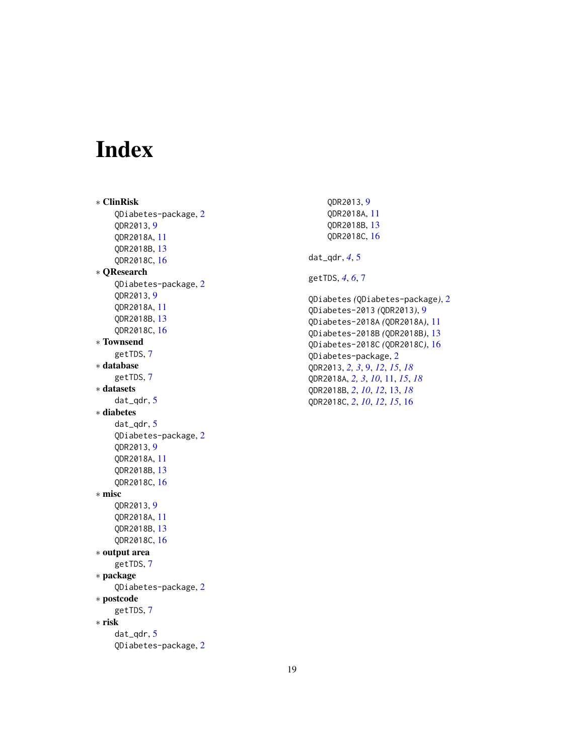# Index

∗ **ClinRisk**
  QDiabetes-package, 2
  QDR2013, 9
  QDR2018A, 11
  QDR2018B, 13
  QDR2018C, 16

∗ **QResearch**
  QDiabetes-package, 2
  QDR2013, 9
  QDR2018A, 11
  QDR2018B, 13
  QDR2018C, 16

∗ **Townsend**
  getTDS, 7

∗ **database**
  getTDS, 7

∗ **datasets**
  dat_qdr, 5

∗ **diabetes**
  dat_qdr, 5
  QDiabetes-package, 2
  QDR2013, 9
  QDR2018A, 11
  QDR2018B, 13
  QDR2018C, 16

∗ **misc**
  QDR2013, 9
  QDR2018A, 11
  QDR2018B, 13
  QDR2018C, 16

∗ **output area**
  getTDS, 7

∗ **package**
  QDiabetes-package, 2

∗ **postcode**
  getTDS, 7

∗ **risk**
  dat_qdr, 5
  QDiabetes-package, 2
  QDR2013, 9
  QDR2018A, 11
  QDR2018B, 13
  QDR2018C, 16

dat_qdr, *4*, 5

getTDS, *4*, *6*, 7

QDiabetes *(*QDiabetes-package*)*, 2
QDiabetes-2013 *(*QDR2013*)*, 9
QDiabetes-2018A *(*QDR2018A*)*, 11
QDiabetes-2018B *(*QDR2018B*)*, 13
QDiabetes-2018C *(*QDR2018C*)*, 16
QDiabetes-package, 2
QDR2013, *2, 3*, 9, *12*, *15*, *18*
QDR2018A, *2, 3*, *10*, 11, *15*, *18*
QDR2018B, *2*, *10*, *12*, 13, *18*
QDR2018C, *2*, *10*, *12*, *15*, 16